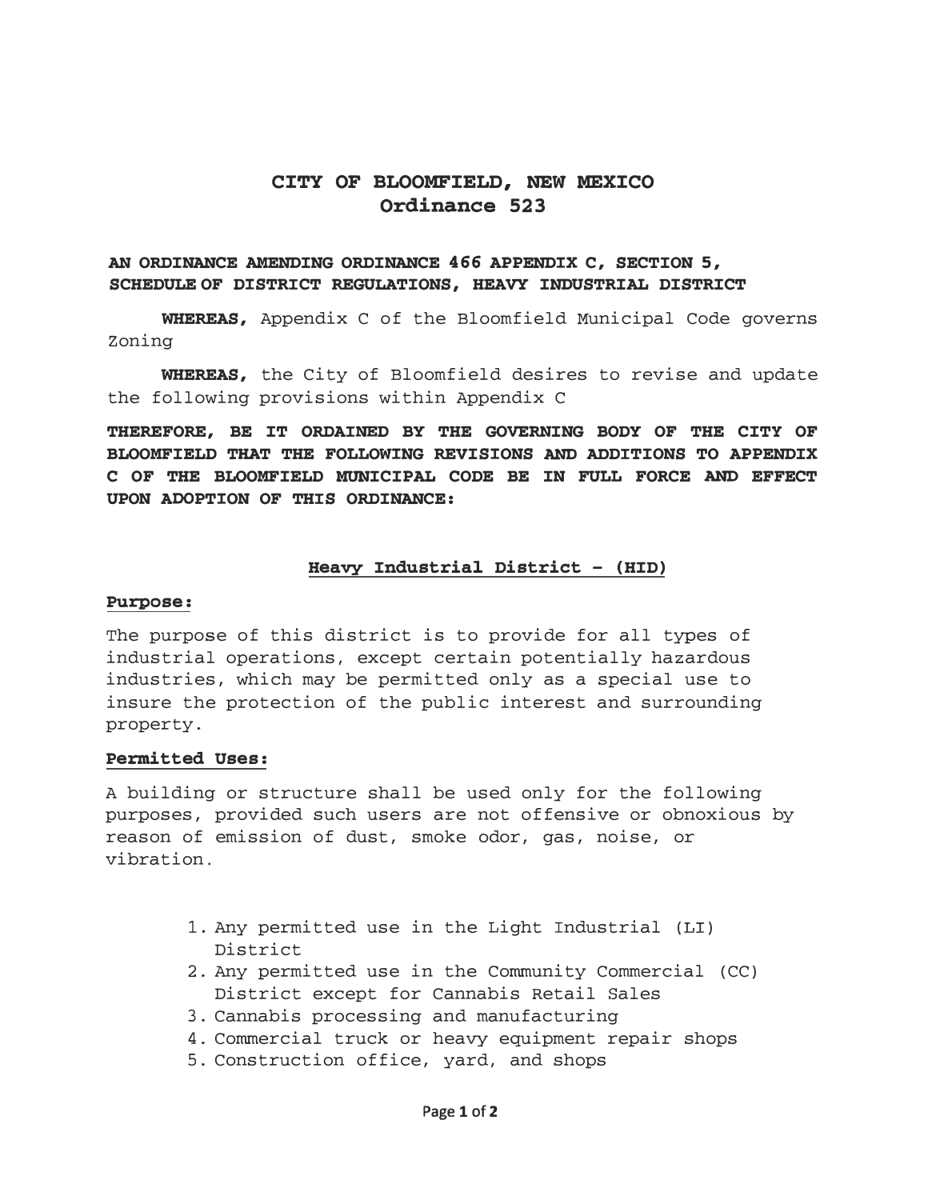# CITY OF BLOOMFIELD, NEW MEXICO
## Ordinance 523

**AN ORDINANCE AMENDING ORDINANCE 466 APPENDIX C, SECTION 5, SCHEDULE OF DISTRICT REGULATIONS, HEAVY INDUSTRIAL DISTRICT**

**WHEREAS,** Appendix C of the Bloomfield Municipal Code governs Zoning

**WHEREAS,** the City of Bloomfield desires to revise and update the following provisions within Appendix C

**THEREFORE, BE IT ORDAINED BY THE GOVERNING BODY OF THE CITY OF BLOOMFIELD THAT THE FOLLOWING REVISIONS AND ADDITIONS TO APPENDIX C OF THE BLOOMFIELD MUNICIPAL CODE BE IN FULL FORCE AND EFFECT UPON ADOPTION OF THIS ORDINANCE:**

### Heavy Industrial District – (HID)

**Purpose:**

The purpose of this district is to provide for all types of industrial operations, except certain potentially hazardous industries, which may be permitted only as a special use to insure the protection of the public interest and surrounding property.

**Permitted Uses:**

A building or structure shall be used only for the following purposes, provided such users are not offensive or obnoxious by reason of emission of dust, smoke odor, gas, noise, or vibration.

1. Any permitted use in the Light Industrial (LI) District
2. Any permitted use in the Community Commercial (CC) District except for Cannabis Retail Sales
3. Cannabis processing and manufacturing
4. Commercial truck or heavy equipment repair shops
5. Construction office, yard, and shops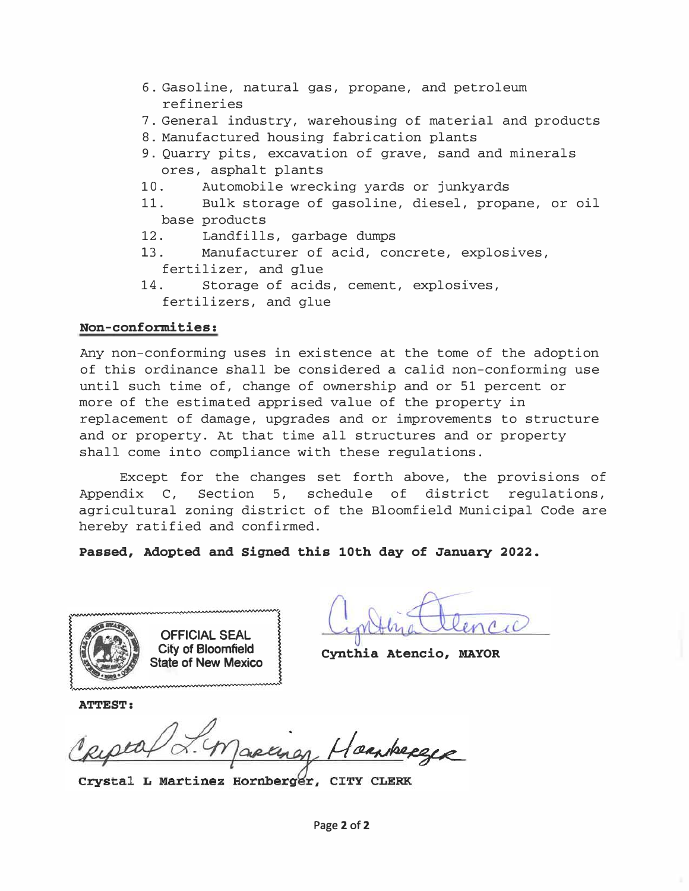6. Gasoline, natural gas, propane, and petroleum refineries
7. General industry, warehousing of material and products
8. Manufactured housing fabrication plants
9. Quarry pits, excavation of grave, sand and minerals ores, asphalt plants
10. Automobile wrecking yards or junkyards
11. Bulk storage of gasoline, diesel, propane, or oil base products
12. Landfills, garbage dumps
13. Manufacturer of acid, concrete, explosives, fertilizer, and glue
14. Storage of acids, cement, explosives, fertilizers, and glue

**Non-conformities:**

Any non-conforming uses in existence at the tome of the adoption of this ordinance shall be considered a calid non-conforming use until such time of, change of ownership and or 51 percent or more of the estimated apprised value of the property in replacement of damage, upgrades and or improvements to structure and or property. At that time all structures and or property shall come into compliance with these regulations.

Except for the changes set forth above, the provisions of Appendix C, Section 5, schedule of district regulations, agricultural zoning district of the Bloomfield Municipal Code are hereby ratified and confirmed.

**Passed, Adopted and Signed this 10th day of January 2022.**

OFFICIAL SEAL
City of Bloomfield
State of New Mexico

**Cynthia Atencio, MAYOR**

**ATTEST:**

**Crystal L Martinez Hornberger, CITY CLERK**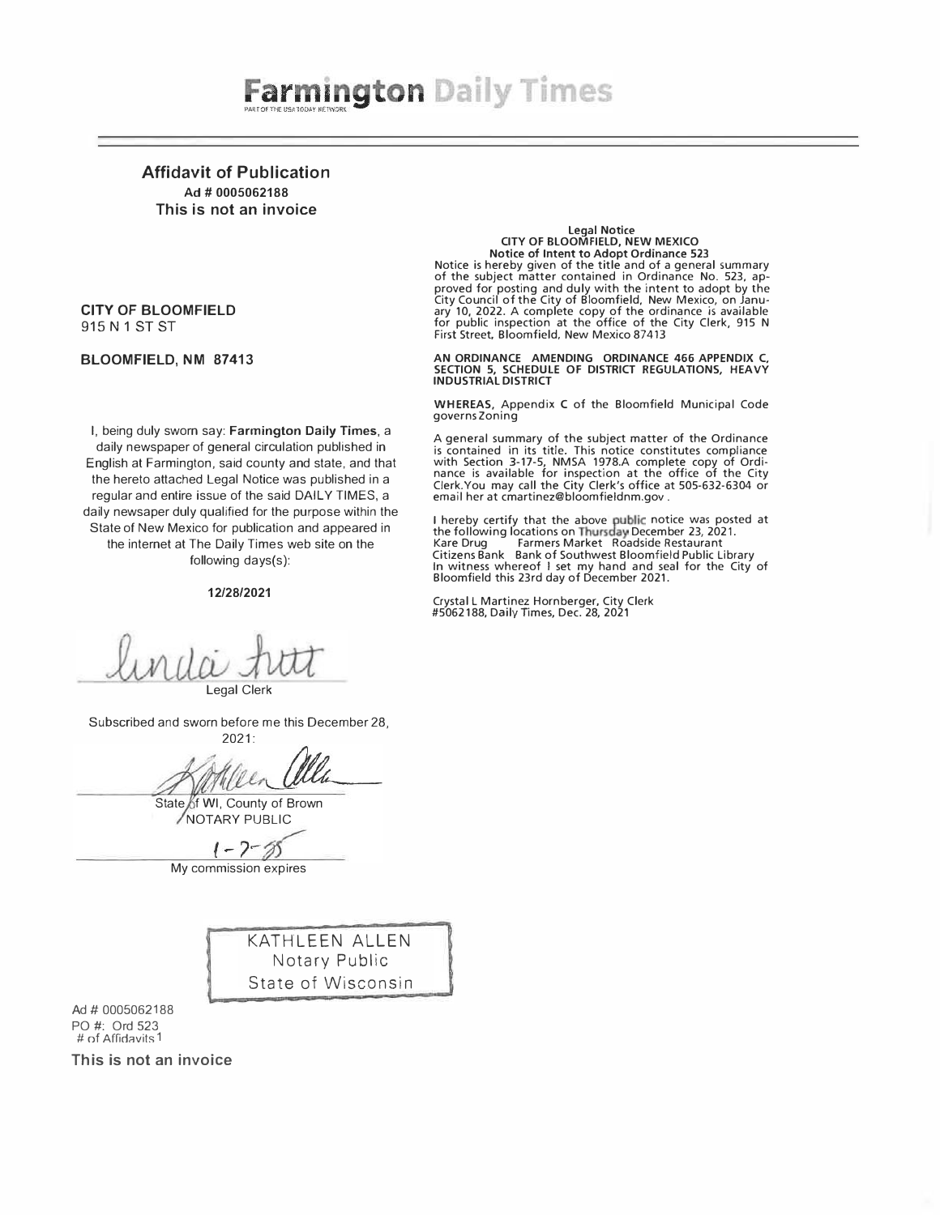# Farmington Daily Times

PART OF THE USA TODAY NETWORK

**Affidavit of Publication**
**Ad # 0005062188**
**This is not an invoice**

**CITY OF BLOOMFIELD**
915 N 1 ST ST

**BLOOMFIELD, NM 87413**

I, being duly sworn say: **Farmington Daily Times**, a daily newspaper of general circulation published in English at Farmington, said county and state, and that the hereto attached Legal Notice was published in a regular and entire issue of the said DAILY TIMES, a daily newsaper duly qualified for the purpose within the State of New Mexico for publication and appeared in the internet at The Daily Times web site on the following days(s):

**12/28/2021**

Linda Futt
Legal Clerk

Subscribed and sworn before me this December 28, 2021:

Kathleen Allen
State of WI, County of Brown
NOTARY PUBLIC

1-7-25
My commission expires

KATHLEEN ALLEN
Notary Public
State of Wisconsin

Ad # 0005062188
PO #: Ord 523
# of Affidavits 1

**This is not an invoice**

**Legal Notice**
**CITY OF BLOOMFIELD, NEW MEXICO**
**Notice of Intent to Adopt Ordinance 523**

Notice is hereby given of the title and of a general summary of the subject matter contained in Ordinance No. 523, approved for posting and duly with the intent to adopt by the City Council of the City of Bloomfield, New Mexico, on January 10, 2022. A complete copy of the ordinance is available for public inspection at the office of the City Clerk, 915 N First Street, Bloomfield, New Mexico 87413

**AN ORDINANCE AMENDING ORDINANCE 466 APPENDIX C, SECTION 5, SCHEDULE OF DISTRICT REGULATIONS, HEAVY INDUSTRIAL DISTRICT**

**WHEREAS**, Appendix **C** of the Bloomfield Municipal Code governs Zoning

A general summary of the subject matter of the Ordinance is contained in its title. This notice constitutes compliance with Section 3-17-5, NMSA 1978.A complete copy of Ordinance is available for inspection at the office of the City Clerk.You may call the City Clerk's office at 505-632-6304 or email her at cmartinez@bloomfieldnm.gov .

I hereby certify that the above public notice was posted at the following locations on Thursday December 23, 2021.
Kare Drug Farmers Market Roadside Restaurant
Citizens Bank Bank of Southwest Bloomfield Public Library
In witness whereof I set my hand and seal for the City of Bloomfield this 23rd day of December 2021.

Crystal L Martinez Hornberger, City Clerk
#5062188, Daily Times, Dec. 28, 2021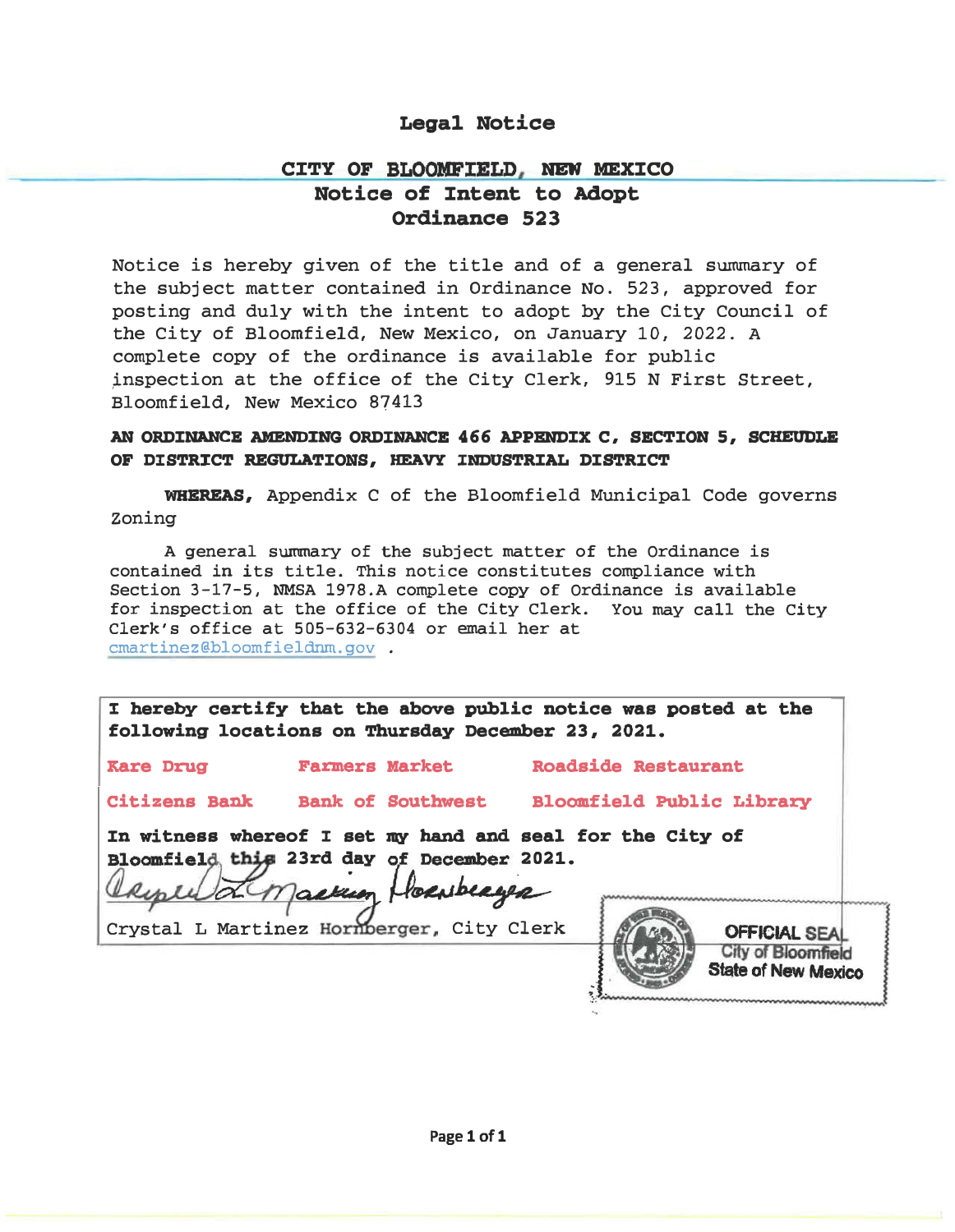# Legal Notice

## CITY OF BLOOMFIELD, NEW MEXICO
## Notice of Intent to Adopt
## Ordinance 523

Notice is hereby given of the title and of a general summary of the subject matter contained in Ordinance No. 523, approved for posting and duly with the intent to adopt by the City Council of the City of Bloomfield, New Mexico, on January 10, 2022. A complete copy of the ordinance is available for public inspection at the office of the City Clerk, 915 N First Street, Bloomfield, New Mexico 87413

**AN ORDINANCE AMENDING ORDINANCE 466 APPENDIX C, SECTION 5, SCHEUDLE OF DISTRICT REGULATIONS, HEAVY INDUSTRIAL DISTRICT**

**WHEREAS,** Appendix C of the Bloomfield Municipal Code governs Zoning

A general summary of the subject matter of the Ordinance is contained in its title. This notice constitutes compliance with Section 3-17-5, NMSA 1978.A complete copy of Ordinance is available for inspection at the office of the City Clerk. You may call the City Clerk's office at 505-632-6304 or email her at cmartinez@bloomfieldnm.gov .

**I hereby certify that the above public notice was posted at the following locations on Thursday December 23, 2021.**

| | | |
|---|---|---|
| **Kare Drug** | **Farmers Market** | **Roadside Restaurant** |
| **Citizens Bank** | **Bank of Southwest** | **Bloomfield Public Library** |

**In witness whereof I set my hand and seal for the City of Bloomfield this 23rd day of December 2021.**

Crystal L Martinez Hornberger, City Clerk

OFFICIAL SEAL
City of Bloomfield
State of New Mexico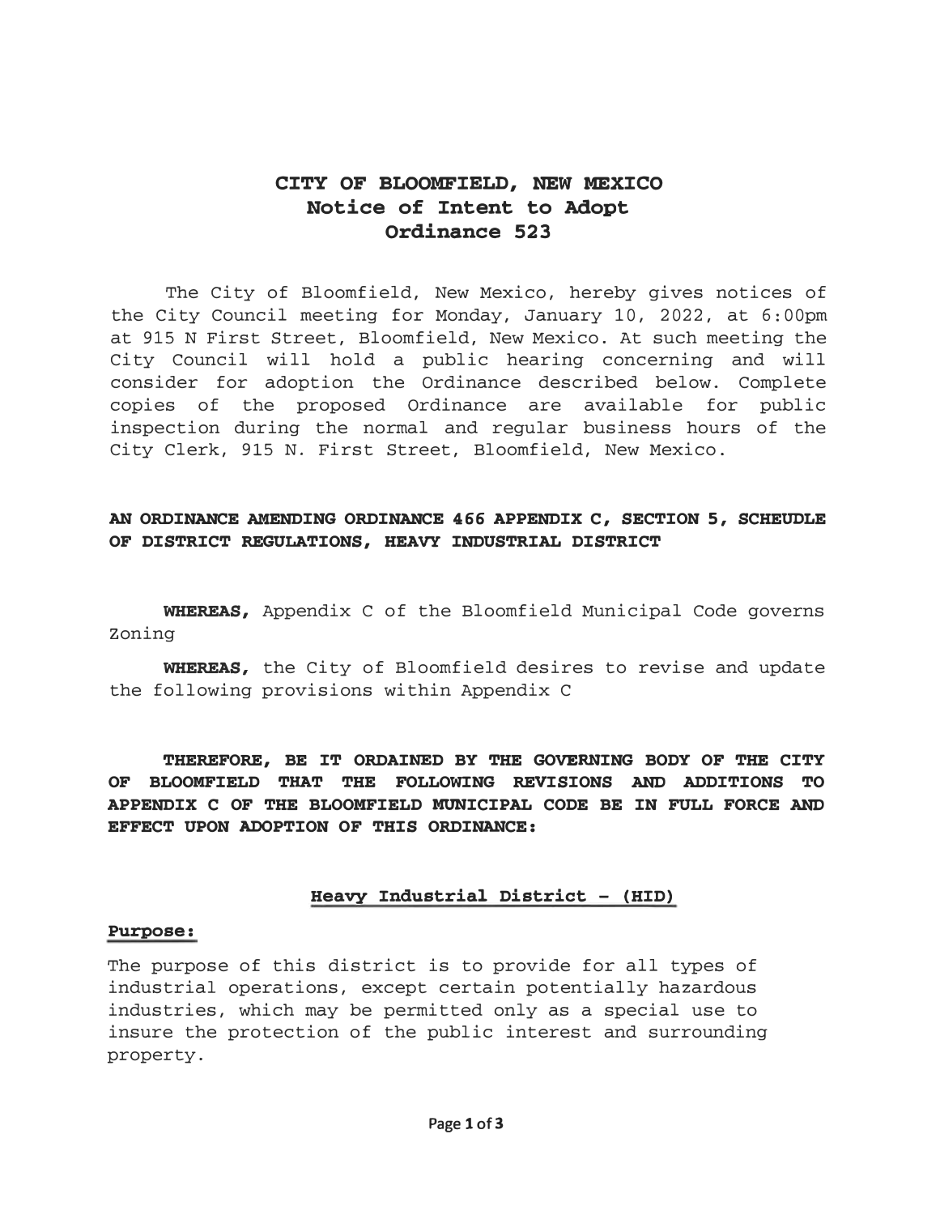# CITY OF BLOOMFIELD, NEW MEXICO
## Notice of Intent to Adopt
## Ordinance 523

The City of Bloomfield, New Mexico, hereby gives notices of the City Council meeting for Monday, January 10, 2022, at 6:00pm at 915 N First Street, Bloomfield, New Mexico. At such meeting the City Council will hold a public hearing concerning and will consider for adoption the Ordinance described below. Complete copies of the proposed Ordinance are available for public inspection during the normal and regular business hours of the City Clerk, 915 N. First Street, Bloomfield, New Mexico.

**AN ORDINANCE AMENDING ORDINANCE 466 APPENDIX C, SECTION 5, SCHEUDLE OF DISTRICT REGULATIONS, HEAVY INDUSTRIAL DISTRICT**

**WHEREAS,** Appendix C of the Bloomfield Municipal Code governs Zoning

**WHEREAS,** the City of Bloomfield desires to revise and update the following provisions within Appendix C

**THEREFORE, BE IT ORDAINED BY THE GOVERNING BODY OF THE CITY OF BLOOMFIELD THAT THE FOLLOWING REVISIONS AND ADDITIONS TO APPENDIX C OF THE BLOOMFIELD MUNICIPAL CODE BE IN FULL FORCE AND EFFECT UPON ADOPTION OF THIS ORDINANCE:**

### Heavy Industrial District – (HID)

**Purpose:**

The purpose of this district is to provide for all types of industrial operations, except certain potentially hazardous industries, which may be permitted only as a special use to insure the protection of the public interest and surrounding property.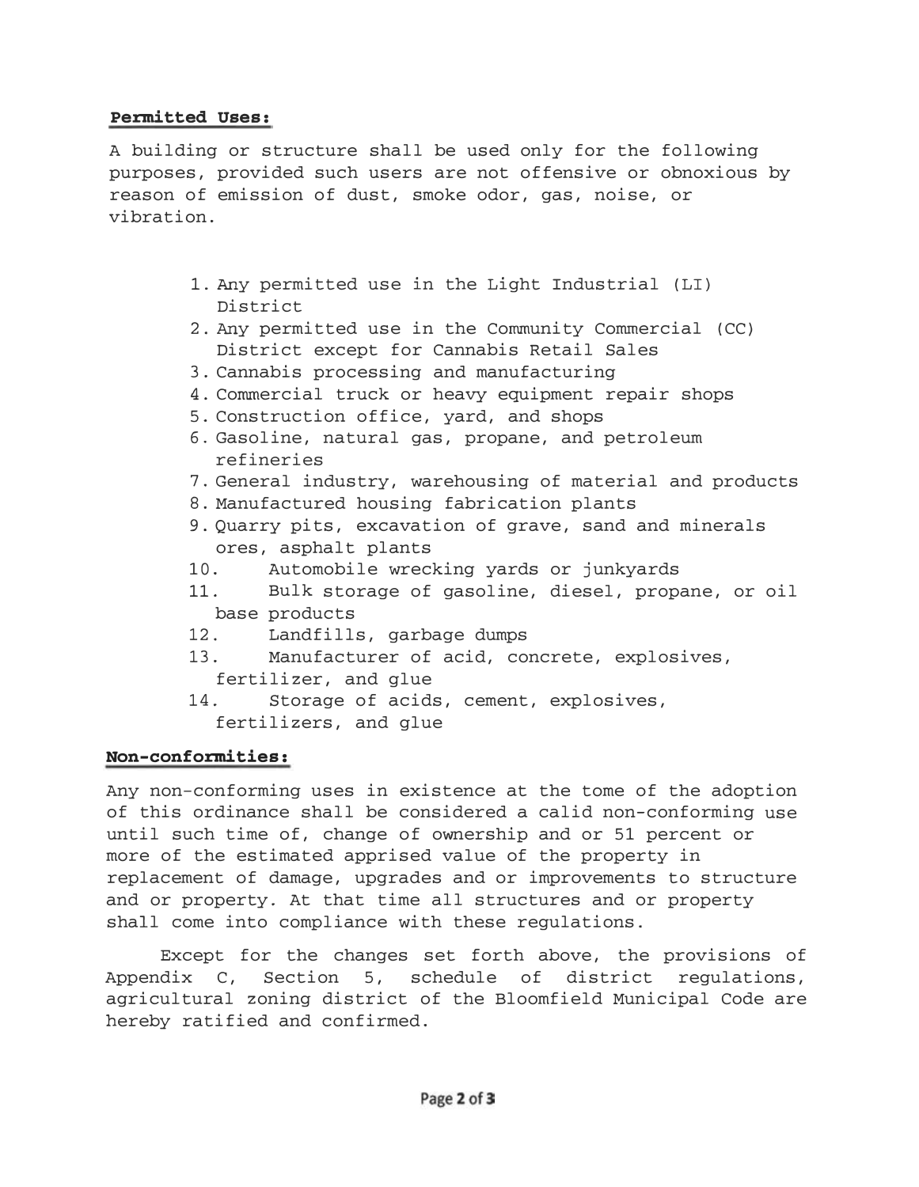**Permitted Uses:**

A building or structure shall be used only for the following purposes, provided such users are not offensive or obnoxious by reason of emission of dust, smoke odor, gas, noise, or vibration.

1. Any permitted use in the Light Industrial (LI) District
2. Any permitted use in the Community Commercial (CC) District except for Cannabis Retail Sales
3. Cannabis processing and manufacturing
4. Commercial truck or heavy equipment repair shops
5. Construction office, yard, and shops
6. Gasoline, natural gas, propane, and petroleum refineries
7. General industry, warehousing of material and products
8. Manufactured housing fabrication plants
9. Quarry pits, excavation of grave, sand and minerals ores, asphalt plants
10. Automobile wrecking yards or junkyards
11. Bulk storage of gasoline, diesel, propane, or oil base products
12. Landfills, garbage dumps
13. Manufacturer of acid, concrete, explosives, fertilizer, and glue
14. Storage of acids, cement, explosives, fertilizers, and glue

**Non-conformities:**

Any non-conforming uses in existence at the tome of the adoption of this ordinance shall be considered a calid non-conforming use until such time of, change of ownership and or 51 percent or more of the estimated apprised value of the property in replacement of damage, upgrades and or improvements to structure and or property. At that time all structures and or property shall come into compliance with these regulations.

Except for the changes set forth above, the provisions of Appendix C, Section 5, schedule of district regulations, agricultural zoning district of the Bloomfield Municipal Code are hereby ratified and confirmed.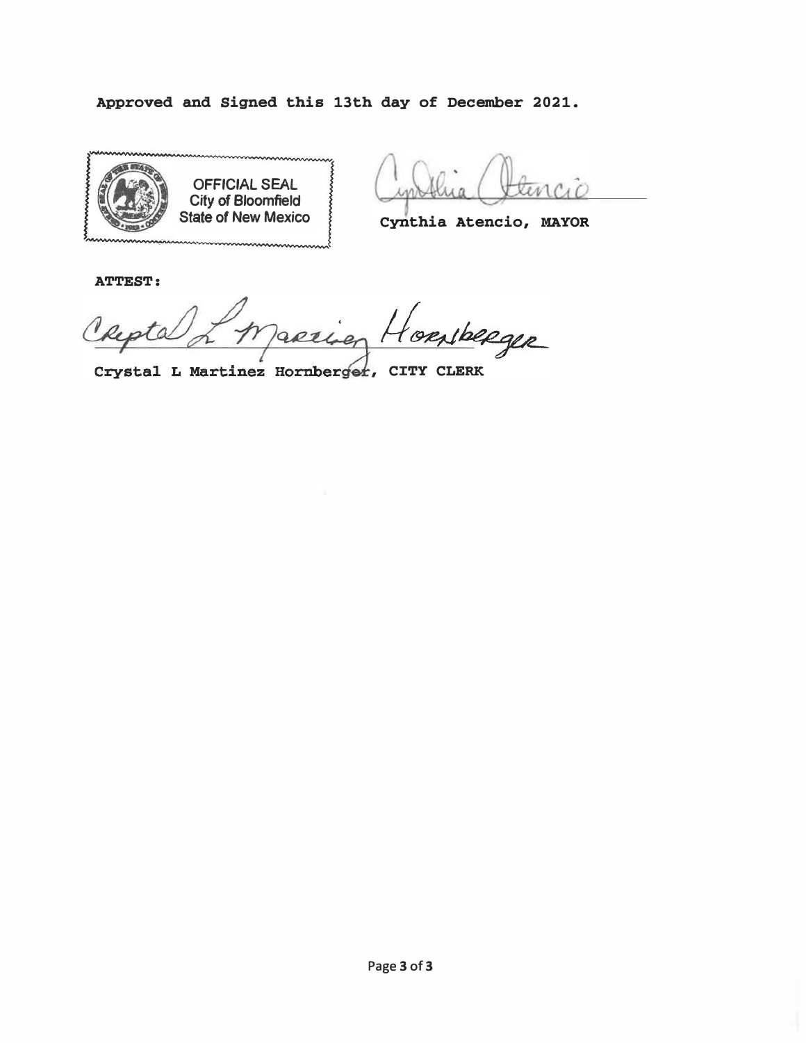**Approved and Signed this 13th day of December 2021.**

OFFICIAL SEAL
City of Bloomfield
State of New Mexico

Cynthia Atencio

**Cynthia Atencio, MAYOR**

**ATTEST:**

Crystal L Martinez Hornberger

**Crystal L Martinez Hornberger, CITY CLERK**